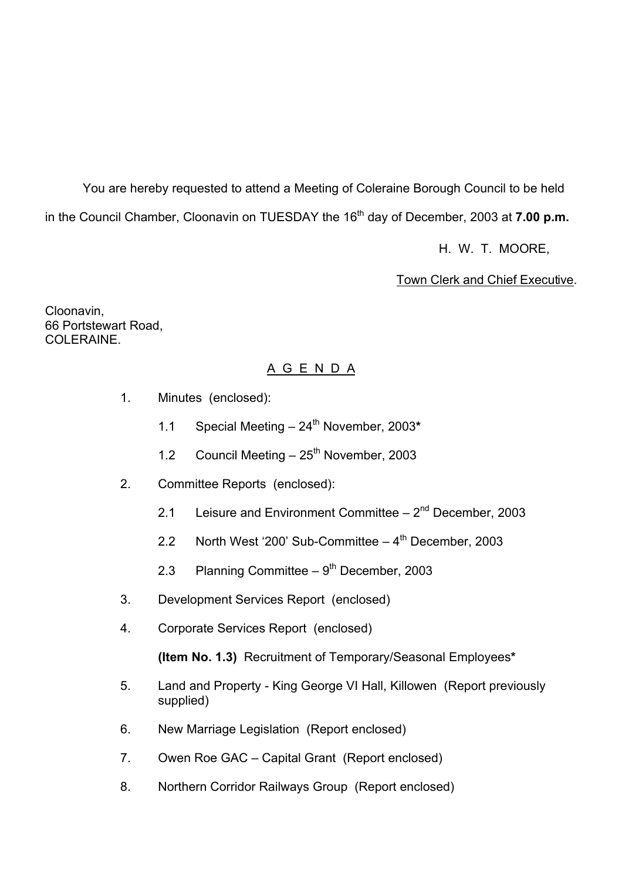You are hereby requested to attend a Meeting of Coleraine Borough Council to be held in the Council Chamber, Cloonavin on TUESDAY the 16th day of December, 2003 at **7.00 p.m.**

H. W. T. MOORE,

Town Clerk and Chief Executive.

Cloonavin,
66 Portstewart Road,
COLERAINE.

## A G E N D A

1. Minutes (enclosed):

   1.1 Special Meeting – 24th November, 2003*

   1.2 Council Meeting – 25th November, 2003

2. Committee Reports (enclosed):

   2.1 Leisure and Environment Committee – 2nd December, 2003

   2.2 North West '200' Sub-Committee – 4th December, 2003

   2.3 Planning Committee – 9th December, 2003

3. Development Services Report (enclosed)

4. Corporate Services Report (enclosed)

   **(Item No. 1.3)** Recruitment of Temporary/Seasonal Employees*

5. Land and Property - King George VI Hall, Killowen (Report previously supplied)

6. New Marriage Legislation (Report enclosed)

7. Owen Roe GAC – Capital Grant (Report enclosed)

8. Northern Corridor Railways Group (Report enclosed)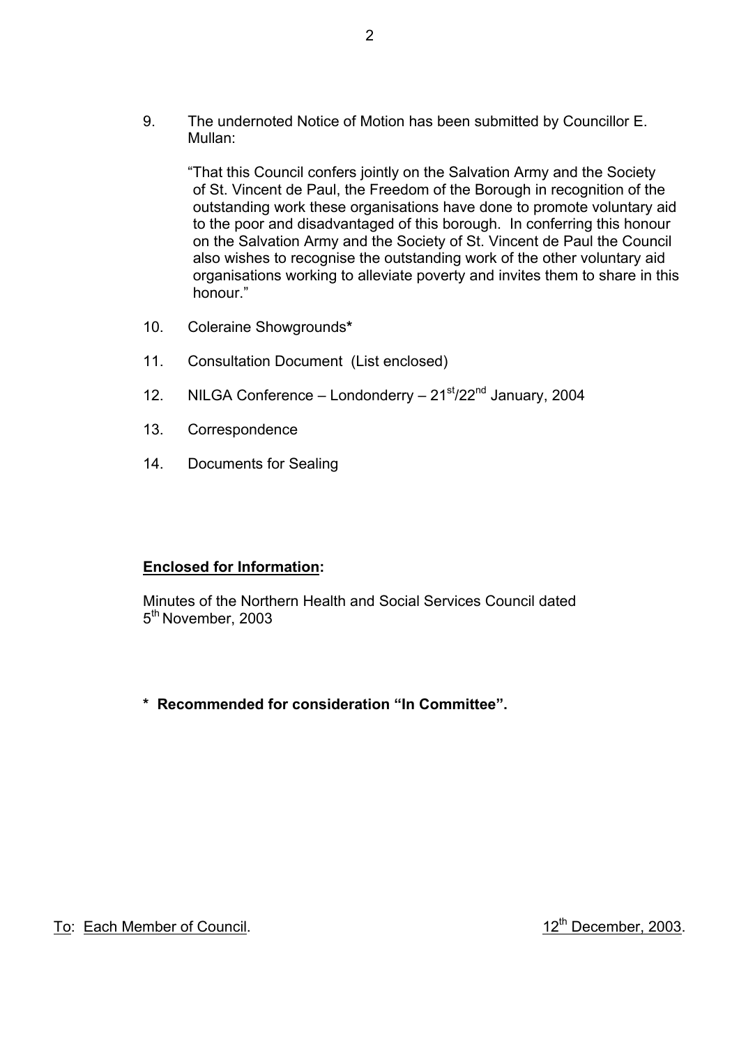9. The undernoted Notice of Motion has been submitted by Councillor E. Mullan:

   "That this Council confers jointly on the Salvation Army and the Society of St. Vincent de Paul, the Freedom of the Borough in recognition of the outstanding work these organisations have done to promote voluntary aid to the poor and disadvantaged of this borough. In conferring this honour on the Salvation Army and the Society of St. Vincent de Paul the Council also wishes to recognise the outstanding work of the other voluntary aid organisations working to alleviate poverty and invites them to share in this honour."

10. Coleraine Showgrounds**\***

11. Consultation Document (List enclosed)

12. NILGA Conference – Londonderry – 21st/22nd January, 2004

13. Correspondence

14. Documents for Sealing

**<u>Enclosed for Information</u>:**

Minutes of the Northern Health and Social Services Council dated 5th November, 2003

**\* Recommended for consideration "In Committee".**

<u>To</u>: <u>Each Member of Council</u>. <u>12th December, 2003</u>.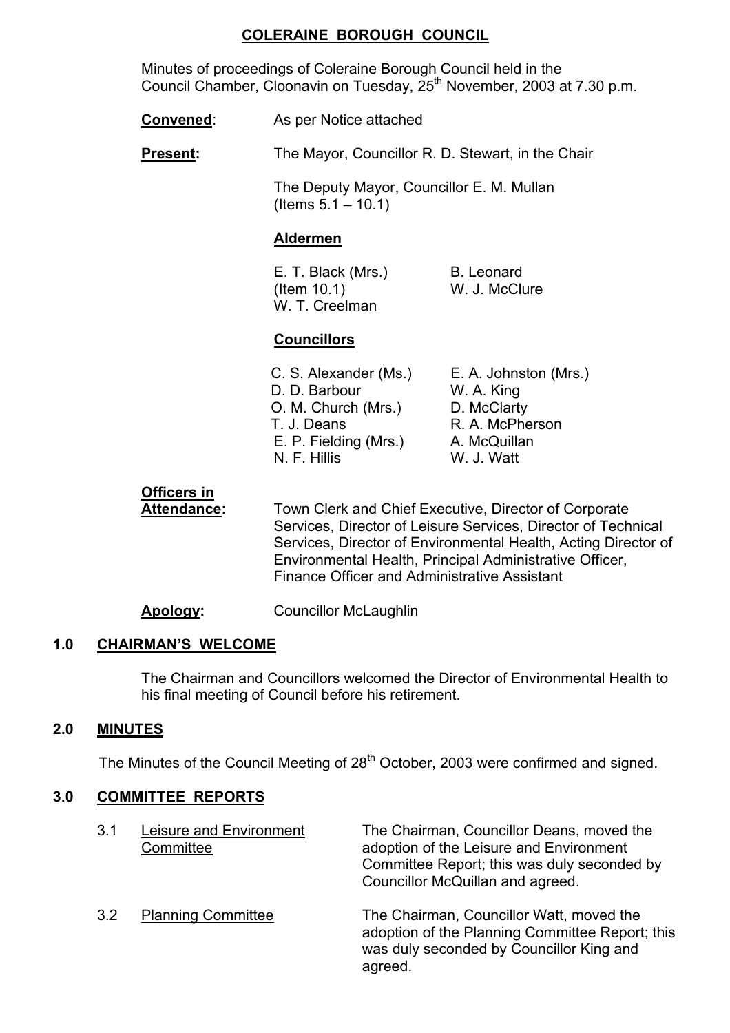# COLERAINE BOROUGH COUNCIL

Minutes of proceedings of Coleraine Borough Council held in the Council Chamber, Cloonavin on Tuesday, 25th November, 2003 at 7.30 p.m.

**Convened**: As per Notice attached

**Present:** The Mayor, Councillor R. D. Stewart, in the Chair

The Deputy Mayor, Councillor E. M. Mullan (Items 5.1 – 10.1)

**Aldermen**

| | |
|---|---|
| E. T. Black (Mrs.) (Item 10.1) | B. Leonard |
| W. T. Creelman | W. J. McClure |

**Councillors**

| | |
|---|---|
| C. S. Alexander (Ms.) | E. A. Johnston (Mrs.) |
| D. D. Barbour | W. A. King |
| O. M. Church (Mrs.) | D. McClarty |
| T. J. Deans | R. A. McPherson |
| E. P. Fielding (Mrs.) | A. McQuillan |
| N. F. Hillis | W. J. Watt |

**Officers in Attendance:** Town Clerk and Chief Executive, Director of Corporate Services, Director of Leisure Services, Director of Technical Services, Director of Environmental Health, Acting Director of Environmental Health, Principal Administrative Officer, Finance Officer and Administrative Assistant

**Apology:** Councillor McLaughlin

## 1.0 CHAIRMAN'S WELCOME

The Chairman and Councillors welcomed the Director of Environmental Health to his final meeting of Council before his retirement.

## 2.0 MINUTES

The Minutes of the Council Meeting of 28th October, 2003 were confirmed and signed.

## 3.0 COMMITTEE REPORTS

3.1 Leisure and Environment Committee — The Chairman, Councillor Deans, moved the adoption of the Leisure and Environment Committee Report; this was duly seconded by Councillor McQuillan and agreed.

3.2 Planning Committee — The Chairman, Councillor Watt, moved the adoption of the Planning Committee Report; this was duly seconded by Councillor King and agreed.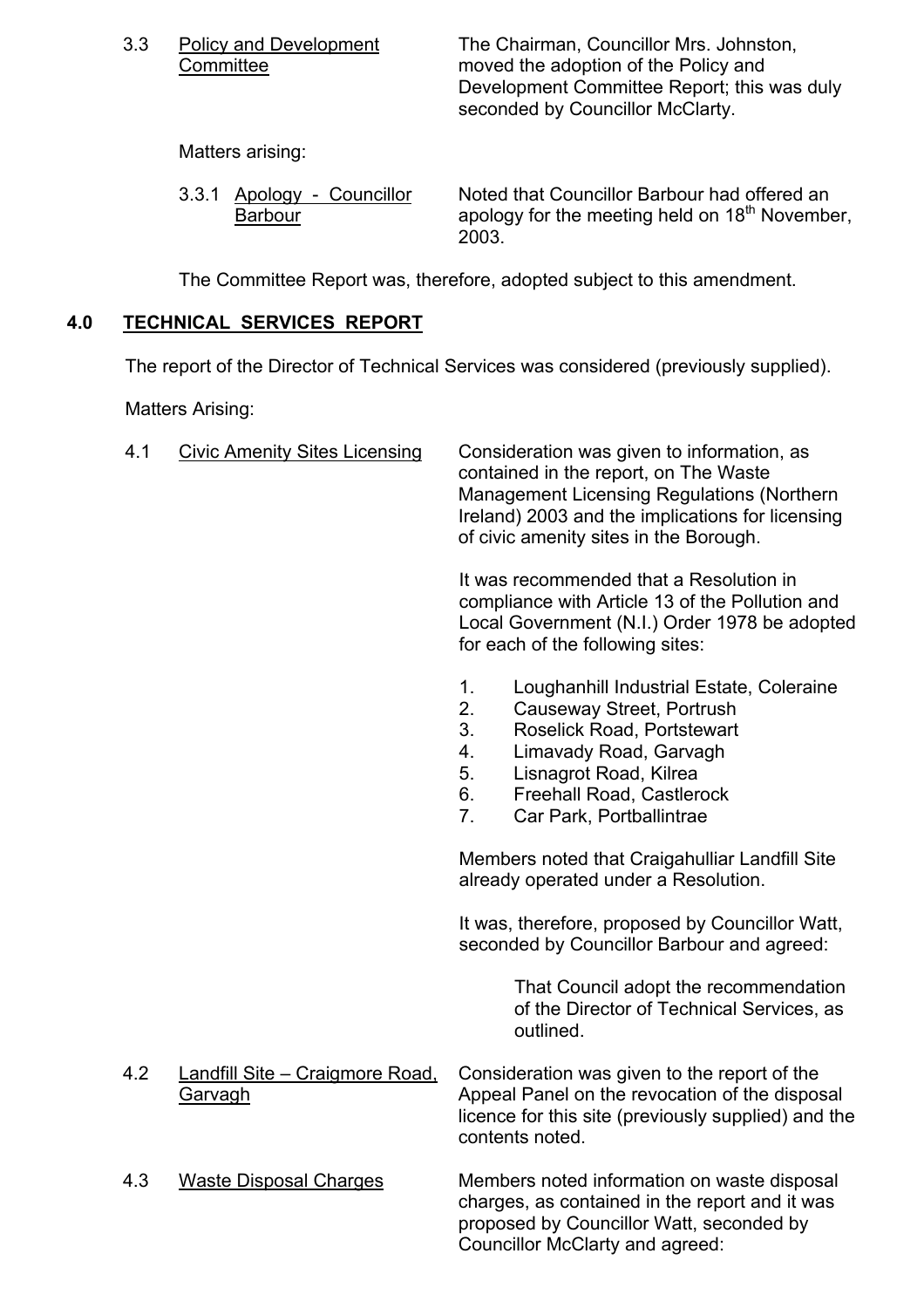3.3 <u>Policy and Development Committee</u>

The Chairman, Councillor Mrs. Johnston, moved the adoption of the Policy and Development Committee Report; this was duly seconded by Councillor McClarty.

Matters arising:

3.3.1 <u>Apology - Councillor Barbour</u>

Noted that Councillor Barbour had offered an apology for the meeting held on 18th November, 2003.

The Committee Report was, therefore, adopted subject to this amendment.

## 4.0 TECHNICAL SERVICES REPORT

The report of the Director of Technical Services was considered (previously supplied).

Matters Arising:

4.1 <u>Civic Amenity Sites Licensing</u>

Consideration was given to information, as contained in the report, on The Waste Management Licensing Regulations (Northern Ireland) 2003 and the implications for licensing of civic amenity sites in the Borough.

It was recommended that a Resolution in compliance with Article 13 of the Pollution and Local Government (N.I.) Order 1978 be adopted for each of the following sites:

1. Loughanhill Industrial Estate, Coleraine
2. Causeway Street, Portrush
3. Roselick Road, Portstewart
4. Limavady Road, Garvagh
5. Lisnagrot Road, Kilrea
6. Freehall Road, Castlerock
7. Car Park, Portballintrae

Members noted that Craigahulliar Landfill Site already operated under a Resolution.

It was, therefore, proposed by Councillor Watt, seconded by Councillor Barbour and agreed:

> That Council adopt the recommendation of the Director of Technical Services, as outlined.

4.2 <u>Landfill Site – Craigmore Road, Garvagh</u>

Consideration was given to the report of the Appeal Panel on the revocation of the disposal licence for this site (previously supplied) and the contents noted.

4.3 <u>Waste Disposal Charges</u>

Members noted information on waste disposal charges, as contained in the report and it was proposed by Councillor Watt, seconded by Councillor McClarty and agreed: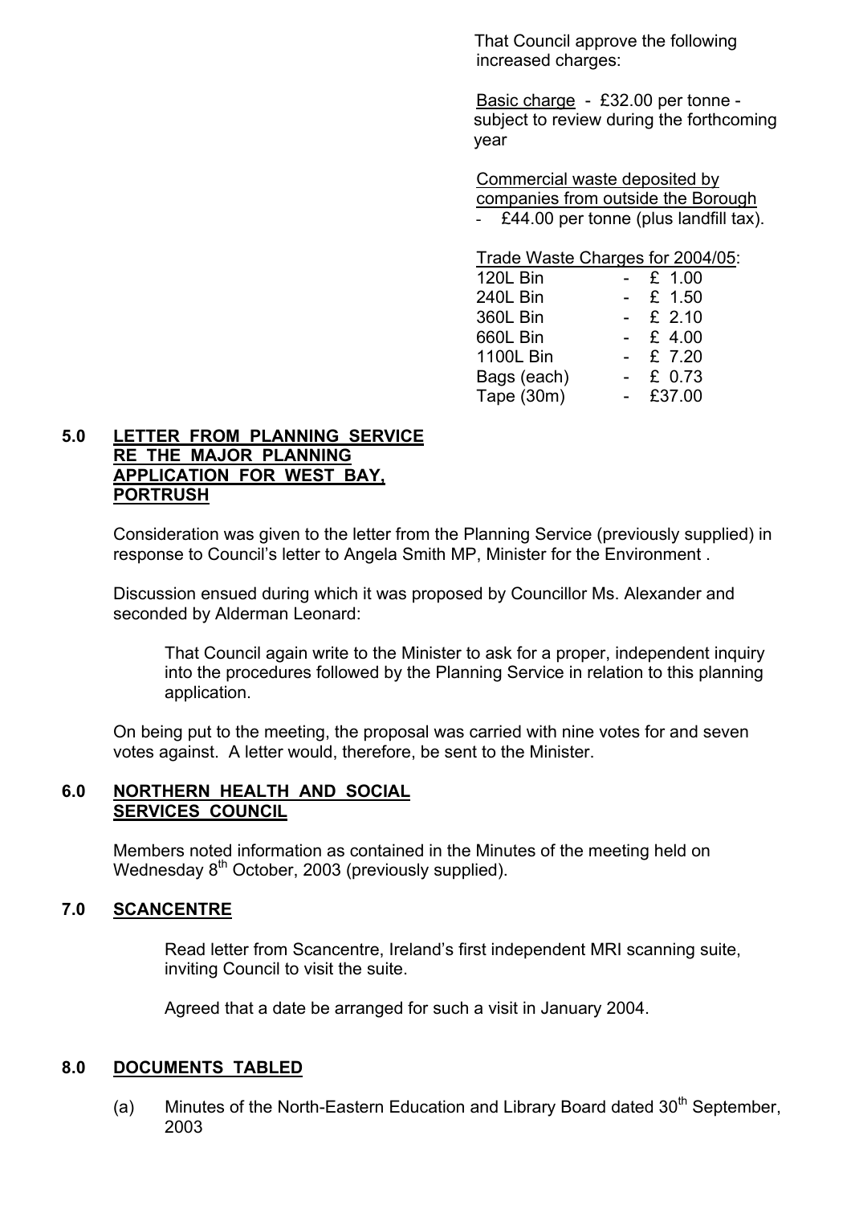That Council approve the following increased charges:

Basic charge - £32.00 per tonne - subject to review during the forthcoming year

Commercial waste deposited by companies from outside the Borough - £44.00 per tonne (plus landfill tax).

Trade Waste Charges for 2004/05:

| | | |
|---|---|---|
| 120L Bin | - | £ 1.00 |
| 240L Bin | - | £ 1.50 |
| 360L Bin | - | £ 2.10 |
| 660L Bin | - | £ 4.00 |
| 1100L Bin | - | £ 7.20 |
| Bags (each) | - | £ 0.73 |
| Tape (30m) | - | £37.00 |

## 5.0 LETTER FROM PLANNING SERVICE RE THE MAJOR PLANNING APPLICATION FOR WEST BAY, PORTRUSH

Consideration was given to the letter from the Planning Service (previously supplied) in response to Council's letter to Angela Smith MP, Minister for the Environment .

Discussion ensued during which it was proposed by Councillor Ms. Alexander and seconded by Alderman Leonard:

> That Council again write to the Minister to ask for a proper, independent inquiry into the procedures followed by the Planning Service in relation to this planning application.

On being put to the meeting, the proposal was carried with nine votes for and seven votes against. A letter would, therefore, be sent to the Minister.

## 6.0 NORTHERN HEALTH AND SOCIAL SERVICES COUNCIL

Members noted information as contained in the Minutes of the meeting held on Wednesday 8th October, 2003 (previously supplied).

## 7.0 SCANCENTRE

Read letter from Scancentre, Ireland's first independent MRI scanning suite, inviting Council to visit the suite.

Agreed that a date be arranged for such a visit in January 2004.

## 8.0 DOCUMENTS TABLED

(a) Minutes of the North-Eastern Education and Library Board dated 30th September, 2003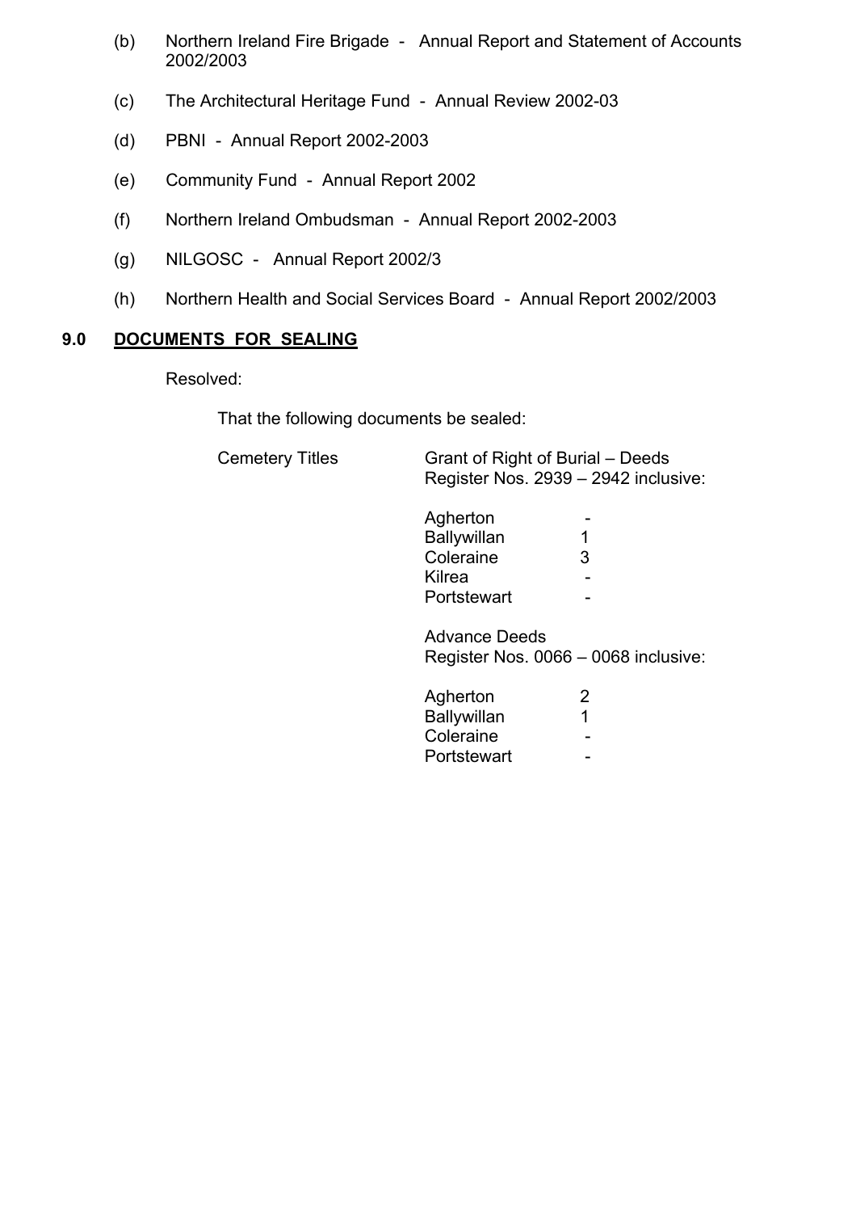(b) Northern Ireland Fire Brigade - Annual Report and Statement of Accounts 2002/2003

(c) The Architectural Heritage Fund - Annual Review 2002-03

(d) PBNI - Annual Report 2002-2003

(e) Community Fund - Annual Report 2002

(f) Northern Ireland Ombudsman - Annual Report 2002-2003

(g) NILGOSC - Annual Report 2002/3

(h) Northern Health and Social Services Board - Annual Report 2002/2003

## 9.0 DOCUMENTS FOR SEALING

Resolved:

That the following documents be sealed:

Cemetery Titles

Grant of Right of Burial – Deeds
Register Nos. 2939 – 2942 inclusive:

| | |
|---|---|
| Agherton | - |
| Ballywillan | 1 |
| Coleraine | 3 |
| Kilrea | - |
| Portstewart | - |

Advance Deeds
Register Nos. 0066 – 0068 inclusive:

| | |
|---|---|
| Agherton | 2 |
| Ballywillan | 1 |
| Coleraine | - |
| Portstewart | - |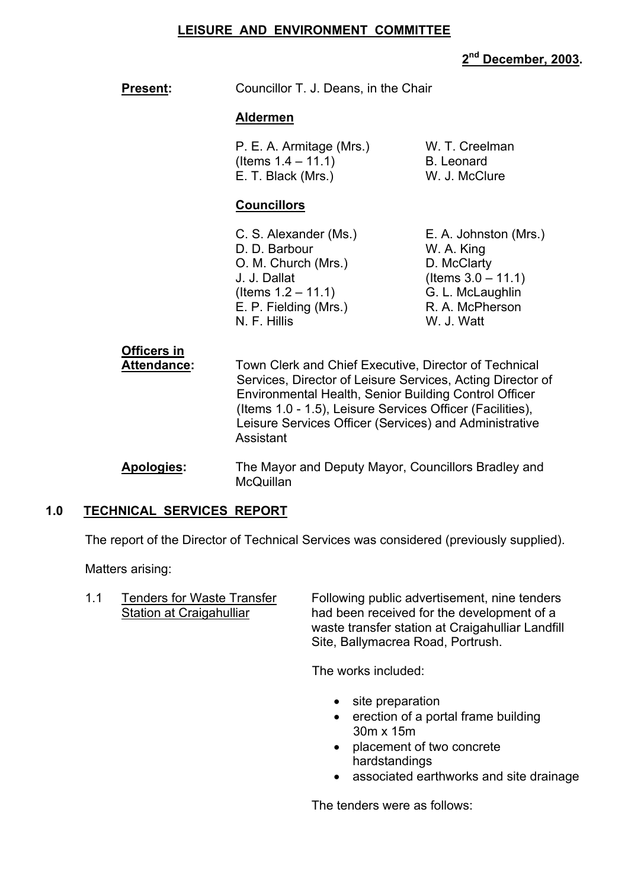# LEISURE AND ENVIRONMENT COMMITTEE

**2nd December, 2003.**

**Present:** Councillor T. J. Deans, in the Chair

**Aldermen**

P. E. A. Armitage (Mrs.) (Items 1.4 – 11.1)
E. T. Black (Mrs.)
W. T. Creelman
B. Leonard
W. J. McClure

**Councillors**

C. S. Alexander (Ms.)
D. D. Barbour
O. M. Church (Mrs.)
J. J. Dallat (Items 1.2 – 11.1)
E. P. Fielding (Mrs.)
N. F. Hillis
E. A. Johnston (Mrs.)
W. A. King
D. McClarty (Items 3.0 – 11.1)
G. L. McLaughlin
R. A. McPherson
W. J. Watt

**Officers in Attendance:** Town Clerk and Chief Executive, Director of Technical Services, Director of Leisure Services, Acting Director of Environmental Health, Senior Building Control Officer (Items 1.0 - 1.5), Leisure Services Officer (Facilities), Leisure Services Officer (Services) and Administrative Assistant

**Apologies:** The Mayor and Deputy Mayor, Councillors Bradley and McQuillan

## 1.0 TECHNICAL SERVICES REPORT

The report of the Director of Technical Services was considered (previously supplied).

Matters arising:

1.1 Tenders for Waste Transfer Station at Craigahulliar

Following public advertisement, nine tenders had been received for the development of a waste transfer station at Craigahulliar Landfill Site, Ballymacrea Road, Portrush.

The works included:

- site preparation
- erection of a portal frame building 30m x 15m
- placement of two concrete hardstandings
- associated earthworks and site drainage

The tenders were as follows: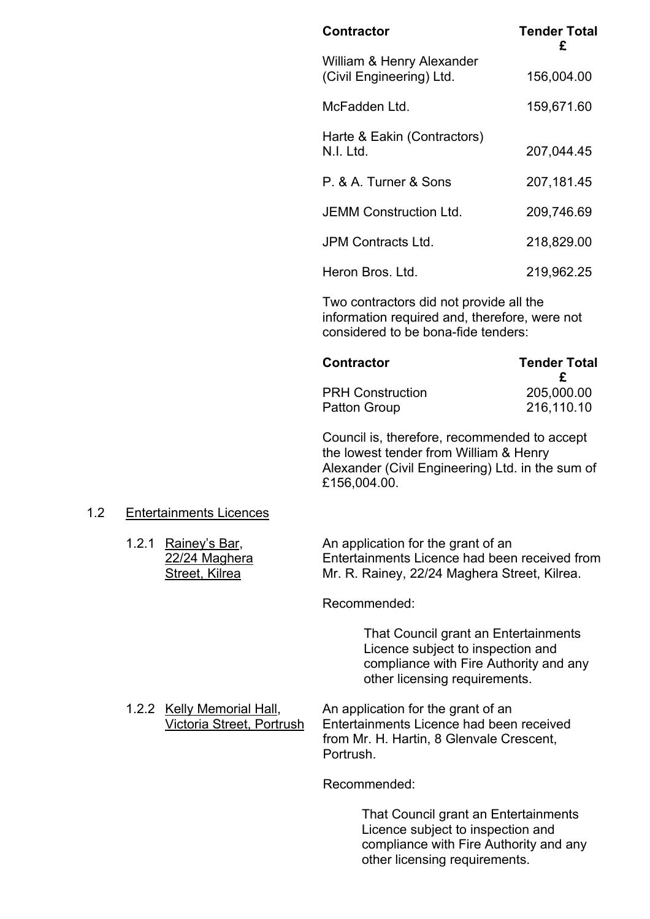| Contractor | Tender Total £ |
| --- | --- |
| William & Henry Alexander (Civil Engineering) Ltd. | 156,004.00 |
| McFadden Ltd. | 159,671.60 |
| Harte & Eakin (Contractors) N.I. Ltd. | 207,044.45 |
| P. & A. Turner & Sons | 207,181.45 |
| JEMM Construction Ltd. | 209,746.69 |
| JPM Contracts Ltd. | 218,829.00 |
| Heron Bros. Ltd. | 219,962.25 |

Two contractors did not provide all the information required and, therefore, were not considered to be bona-fide tenders:

| Contractor | Tender Total £ |
| --- | --- |
| PRH Construction | 205,000.00 |
| Patton Group | 216,110.10 |

Council is, therefore, recommended to accept the lowest tender from William & Henry Alexander (Civil Engineering) Ltd. in the sum of £156,004.00.

1.2 Entertainments Licences

1.2.1 Rainey's Bar, 22/24 Maghera Street, Kilrea

An application for the grant of an Entertainments Licence had been received from Mr. R. Rainey, 22/24 Maghera Street, Kilrea.

Recommended:

> That Council grant an Entertainments Licence subject to inspection and compliance with Fire Authority and any other licensing requirements.

1.2.2 Kelly Memorial Hall, Victoria Street, Portrush

An application for the grant of an Entertainments Licence had been received from Mr. H. Hartin, 8 Glenvale Crescent, Portrush.

Recommended:

> That Council grant an Entertainments Licence subject to inspection and compliance with Fire Authority and any other licensing requirements.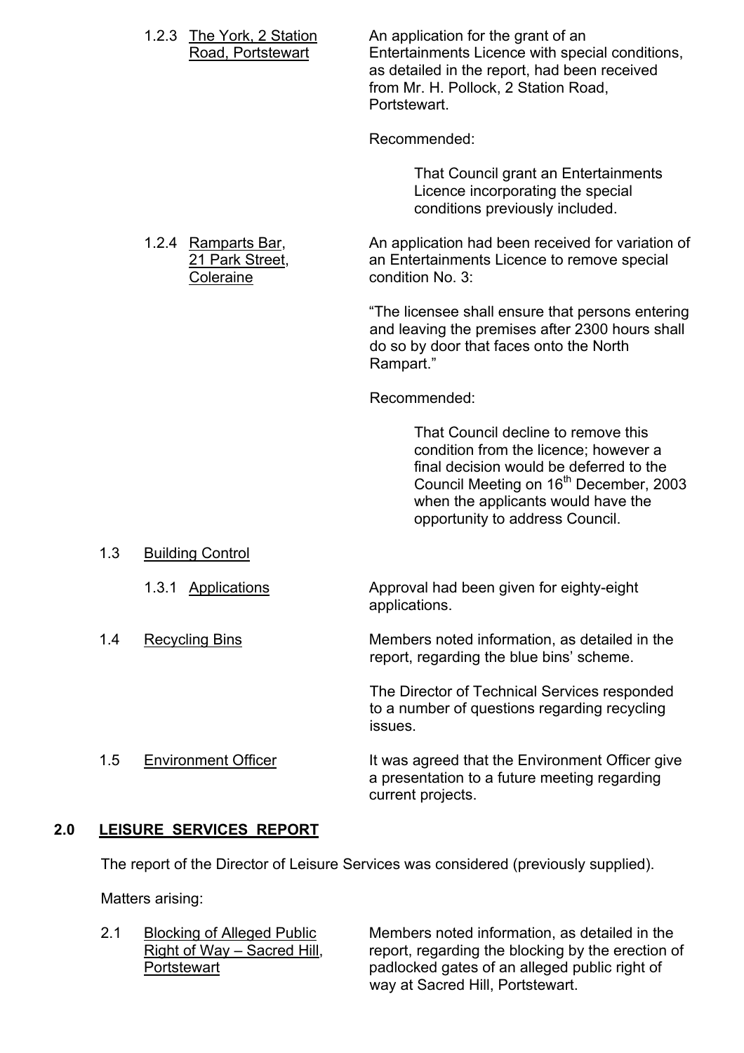1.2.3 The York, 2 Station Road, Portstewart

An application for the grant of an Entertainments Licence with special conditions, as detailed in the report, had been received from Mr. H. Pollock, 2 Station Road, Portstewart.

Recommended:

> That Council grant an Entertainments Licence incorporating the special conditions previously included.

1.2.4 Ramparts Bar, 21 Park Street, Coleraine

An application had been received for variation of an Entertainments Licence to remove special condition No. 3:

"The licensee shall ensure that persons entering and leaving the premises after 2300 hours shall do so by door that faces onto the North Rampart."

Recommended:

> That Council decline to remove this condition from the licence; however a final decision would be deferred to the Council Meeting on 16th December, 2003 when the applicants would have the opportunity to address Council.

1.3 Building Control

1.3.1 Applications

Approval had been given for eighty-eight applications.

1.4 Recycling Bins

Members noted information, as detailed in the report, regarding the blue bins' scheme.

The Director of Technical Services responded to a number of questions regarding recycling issues.

1.5 Environment Officer

It was agreed that the Environment Officer give a presentation to a future meeting regarding current projects.

## 2.0 LEISURE SERVICES REPORT

The report of the Director of Leisure Services was considered (previously supplied).

Matters arising:

2.1 Blocking of Alleged Public Right of Way – Sacred Hill, Portstewart

Members noted information, as detailed in the report, regarding the blocking by the erection of padlocked gates of an alleged public right of way at Sacred Hill, Portstewart.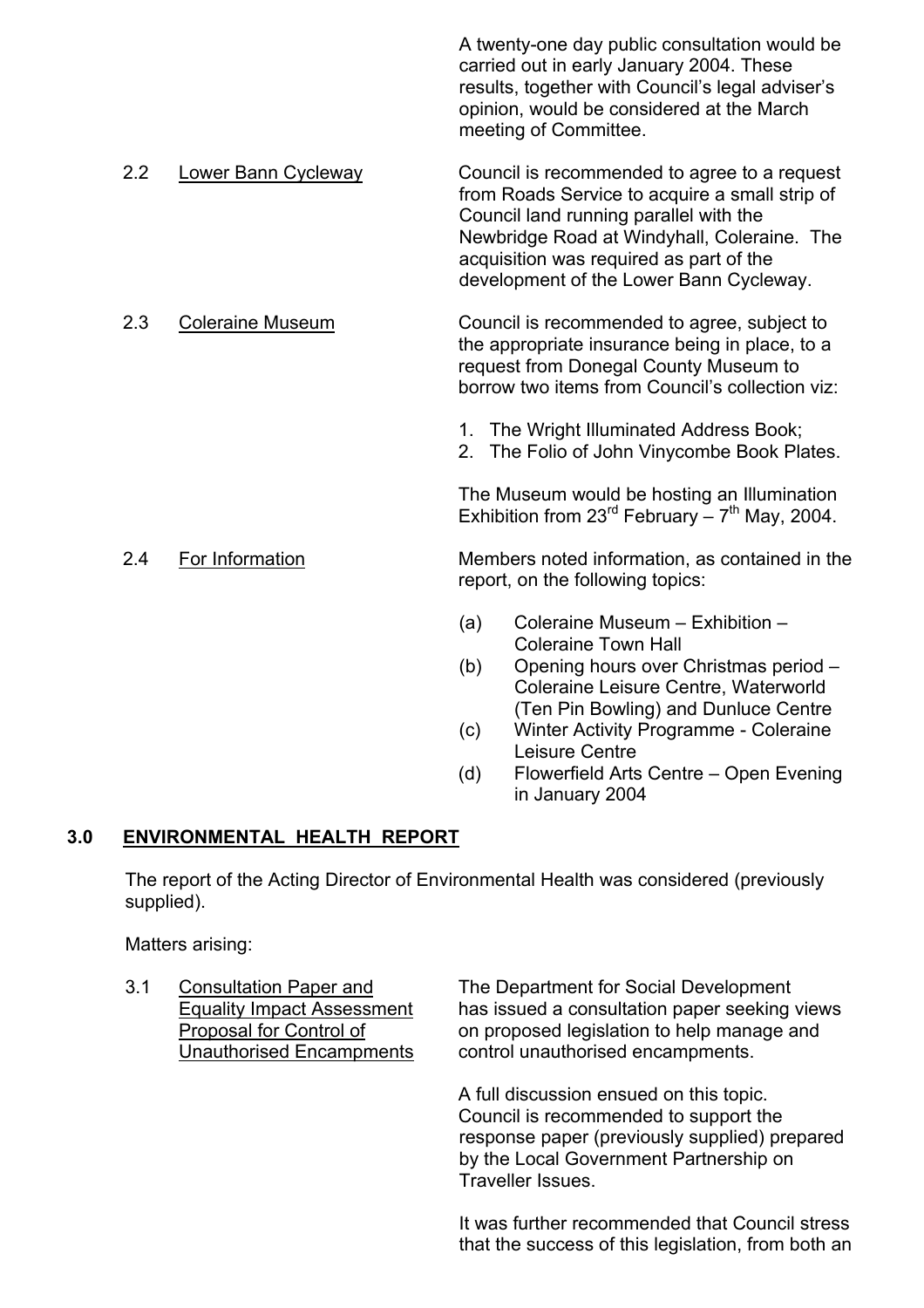A twenty-one day public consultation would be carried out in early January 2004. These results, together with Council's legal adviser's opinion, would be considered at the March meeting of Committee.

2.2 Lower Bann Cycleway

Council is recommended to agree to a request from Roads Service to acquire a small strip of Council land running parallel with the Newbridge Road at Windyhall, Coleraine. The acquisition was required as part of the development of the Lower Bann Cycleway.

2.3 Coleraine Museum

Council is recommended to agree, subject to the appropriate insurance being in place, to a request from Donegal County Museum to borrow two items from Council's collection viz:

1. The Wright Illuminated Address Book;
2. The Folio of John Vinycombe Book Plates.

The Museum would be hosting an Illumination Exhibition from 23rd February – 7th May, 2004.

2.4 For Information

Members noted information, as contained in the report, on the following topics:

(a) Coleraine Museum – Exhibition – Coleraine Town Hall
(b) Opening hours over Christmas period – Coleraine Leisure Centre, Waterworld (Ten Pin Bowling) and Dunluce Centre
(c) Winter Activity Programme - Coleraine Leisure Centre
(d) Flowerfield Arts Centre – Open Evening in January 2004

## 3.0 ENVIRONMENTAL HEALTH REPORT

The report of the Acting Director of Environmental Health was considered (previously supplied).

Matters arising:

3.1 Consultation Paper and Equality Impact Assessment Proposal for Control of Unauthorised Encampments

The Department for Social Development has issued a consultation paper seeking views on proposed legislation to help manage and control unauthorised encampments.

A full discussion ensued on this topic. Council is recommended to support the response paper (previously supplied) prepared by the Local Government Partnership on Traveller Issues.

It was further recommended that Council stress that the success of this legislation, from both an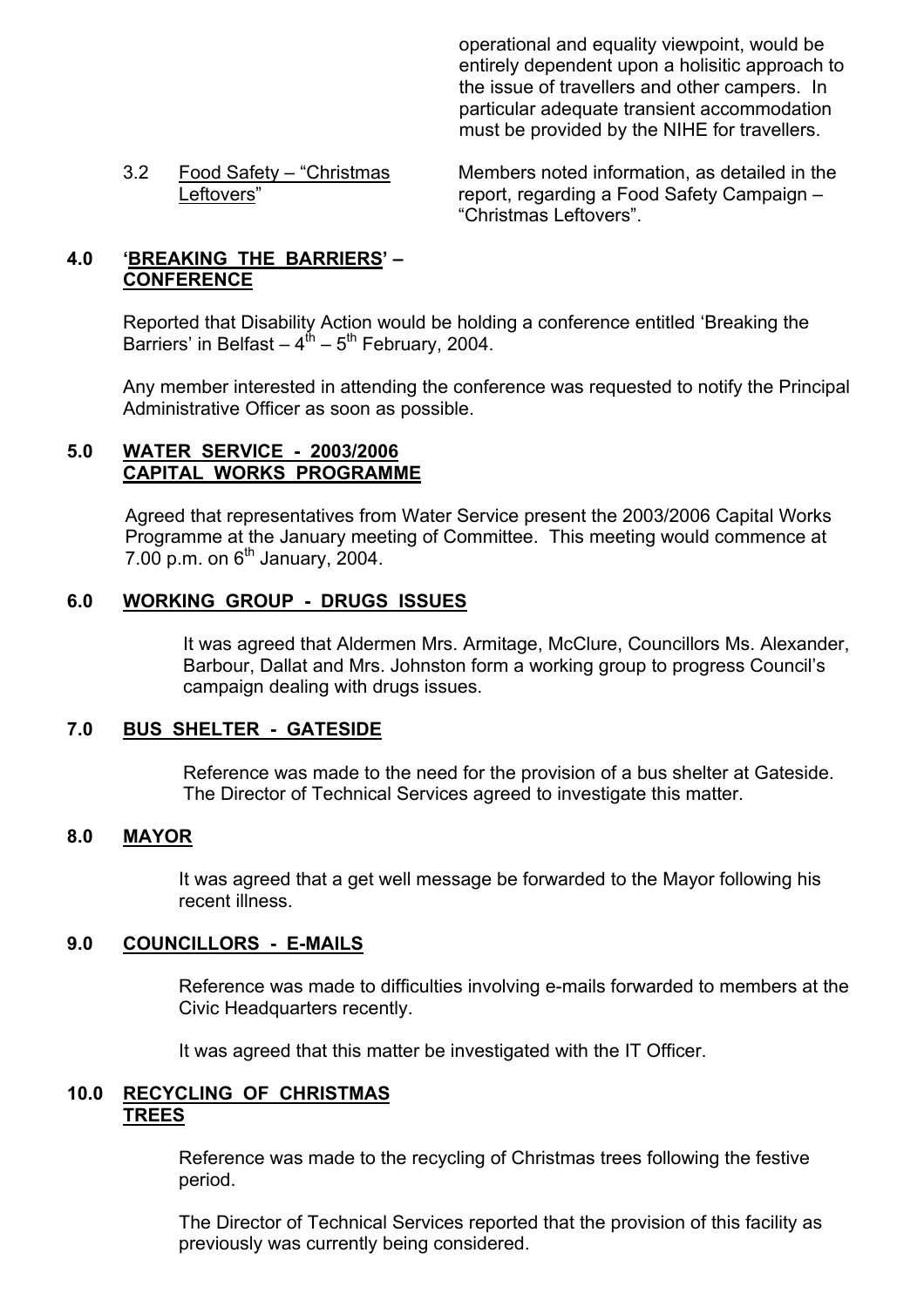operational and equality viewpoint, would be entirely dependent upon a holisitic approach to the issue of travellers and other campers. In particular adequate transient accommodation must be provided by the NIHE for travellers.

3.2 Food Safety – "Christmas Leftovers"

Members noted information, as detailed in the report, regarding a Food Safety Campaign – "Christmas Leftovers".

## 4.0 'BREAKING THE BARRIERS' – CONFERENCE

Reported that Disability Action would be holding a conference entitled 'Breaking the Barriers' in Belfast – 4th – 5th February, 2004.

Any member interested in attending the conference was requested to notify the Principal Administrative Officer as soon as possible.

## 5.0 WATER SERVICE - 2003/2006 CAPITAL WORKS PROGRAMME

Agreed that representatives from Water Service present the 2003/2006 Capital Works Programme at the January meeting of Committee. This meeting would commence at 7.00 p.m. on 6th January, 2004.

## 6.0 WORKING GROUP - DRUGS ISSUES

It was agreed that Aldermen Mrs. Armitage, McClure, Councillors Ms. Alexander, Barbour, Dallat and Mrs. Johnston form a working group to progress Council's campaign dealing with drugs issues.

## 7.0 BUS SHELTER - GATESIDE

Reference was made to the need for the provision of a bus shelter at Gateside. The Director of Technical Services agreed to investigate this matter.

## 8.0 MAYOR

It was agreed that a get well message be forwarded to the Mayor following his recent illness.

## 9.0 COUNCILLORS - E-MAILS

Reference was made to difficulties involving e-mails forwarded to members at the Civic Headquarters recently.

It was agreed that this matter be investigated with the IT Officer.

## 10.0 RECYCLING OF CHRISTMAS TREES

Reference was made to the recycling of Christmas trees following the festive period.

The Director of Technical Services reported that the provision of this facility as previously was currently being considered.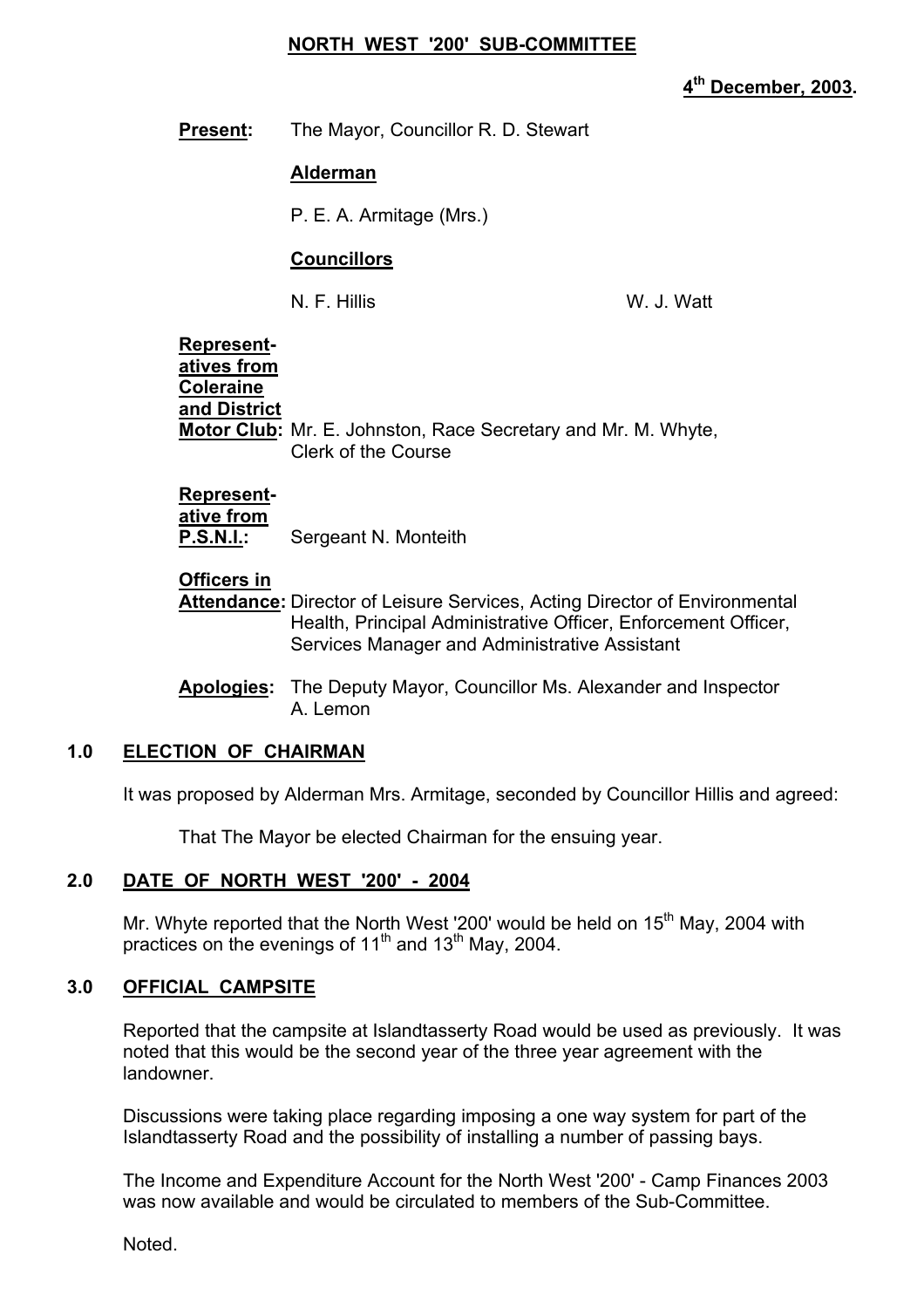# NORTH WEST '200' SUB-COMMITTEE

**4th December, 2003.**

**Present:** The Mayor, Councillor R. D. Stewart

**Alderman**

P. E. A. Armitage (Mrs.)

**Councillors**

N. F. Hillis W. J. Watt

**Representatives from Coleraine and District Motor Club:** Mr. E. Johnston, Race Secretary and Mr. M. Whyte, Clerk of the Course

**Representative from P.S.N.I.:** Sergeant N. Monteith

**Officers in Attendance:** Director of Leisure Services, Acting Director of Environmental Health, Principal Administrative Officer, Enforcement Officer, Services Manager and Administrative Assistant

**Apologies:** The Deputy Mayor, Councillor Ms. Alexander and Inspector A. Lemon

## 1.0 ELECTION OF CHAIRMAN

It was proposed by Alderman Mrs. Armitage, seconded by Councillor Hillis and agreed:

That The Mayor be elected Chairman for the ensuing year.

## 2.0 DATE OF NORTH WEST '200' - 2004

Mr. Whyte reported that the North West '200' would be held on 15th May, 2004 with practices on the evenings of 11th and 13th May, 2004.

## 3.0 OFFICIAL CAMPSITE

Reported that the campsite at Islandtasserty Road would be used as previously. It was noted that this would be the second year of the three year agreement with the landowner.

Discussions were taking place regarding imposing a one way system for part of the Islandtasserty Road and the possibility of installing a number of passing bays.

The Income and Expenditure Account for the North West '200' - Camp Finances 2003 was now available and would be circulated to members of the Sub-Committee.

Noted.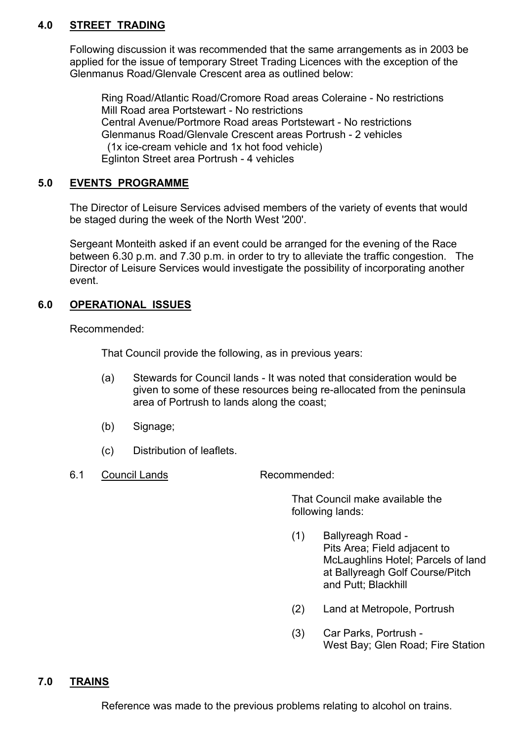## 4.0 STREET TRADING

Following discussion it was recommended that the same arrangements as in 2003 be applied for the issue of temporary Street Trading Licences with the exception of the Glenmanus Road/Glenvale Crescent area as outlined below:

Ring Road/Atlantic Road/Cromore Road areas Coleraine - No restrictions
Mill Road area Portstewart - No restrictions
Central Avenue/Portmore Road areas Portstewart - No restrictions
Glenmanus Road/Glenvale Crescent areas Portrush - 2 vehicles
(1x ice-cream vehicle and 1x hot food vehicle)
Eglinton Street area Portrush - 4 vehicles

## 5.0 EVENTS PROGRAMME

The Director of Leisure Services advised members of the variety of events that would be staged during the week of the North West '200'.

Sergeant Monteith asked if an event could be arranged for the evening of the Race between 6.30 p.m. and 7.30 p.m. in order to try to alleviate the traffic congestion. The Director of Leisure Services would investigate the possibility of incorporating another event.

## 6.0 OPERATIONAL ISSUES

Recommended:

That Council provide the following, as in previous years:

(a) Stewards for Council lands - It was noted that consideration would be given to some of these resources being re-allocated from the peninsula area of Portrush to lands along the coast;

(b) Signage;

(c) Distribution of leaflets.

6.1 Council Lands

Recommended:

That Council make available the following lands:

(1) Ballyreagh Road - Pits Area; Field adjacent to McLaughlins Hotel; Parcels of land at Ballyreagh Golf Course/Pitch and Putt; Blackhill

(2) Land at Metropole, Portrush

(3) Car Parks, Portrush - West Bay; Glen Road; Fire Station

## 7.0 TRAINS

Reference was made to the previous problems relating to alcohol on trains.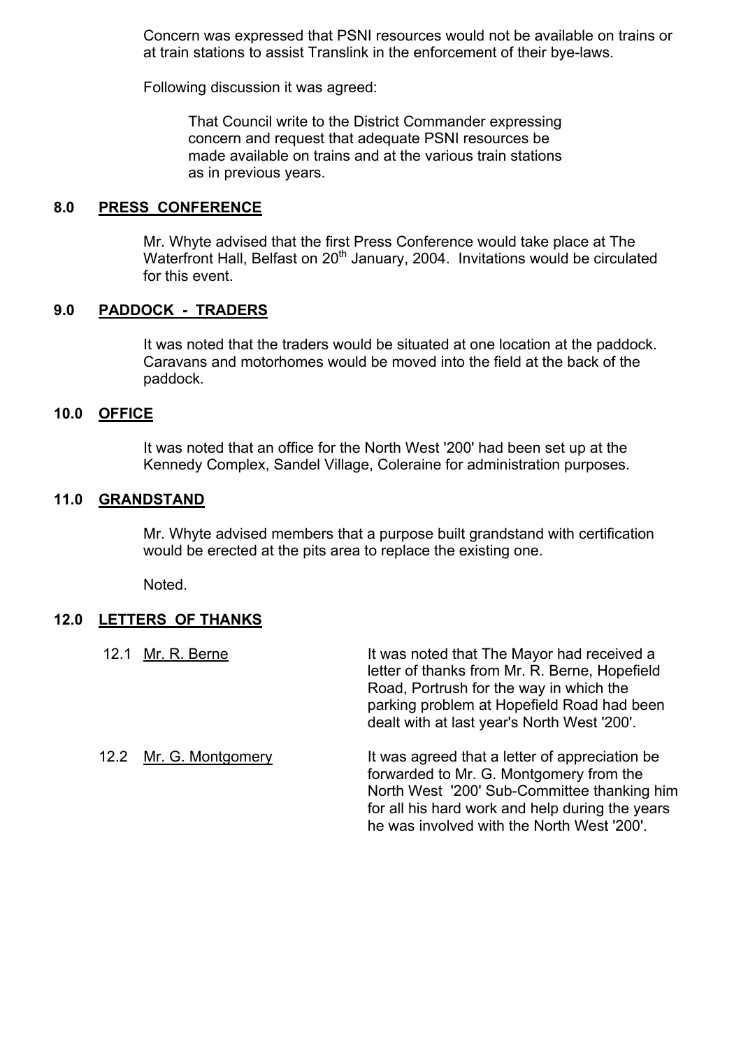Concern was expressed that PSNI resources would not be available on trains or at train stations to assist Translink in the enforcement of their bye-laws.

Following discussion it was agreed:

> That Council write to the District Commander expressing concern and request that adequate PSNI resources be made available on trains and at the various train stations as in previous years.

## 8.0 PRESS CONFERENCE

Mr. Whyte advised that the first Press Conference would take place at The Waterfront Hall, Belfast on 20th January, 2004. Invitations would be circulated for this event.

## 9.0 PADDOCK - TRADERS

It was noted that the traders would be situated at one location at the paddock. Caravans and motorhomes would be moved into the field at the back of the paddock.

## 10.0 OFFICE

It was noted that an office for the North West '200' had been set up at the Kennedy Complex, Sandel Village, Coleraine for administration purposes.

## 11.0 GRANDSTAND

Mr. Whyte advised members that a purpose built grandstand with certification would be erected at the pits area to replace the existing one.

Noted.

## 12.0 LETTERS OF THANKS

12.1 Mr. R. Berne — It was noted that The Mayor had received a letter of thanks from Mr. R. Berne, Hopefield Road, Portrush for the way in which the parking problem at Hopefield Road had been dealt with at last year's North West '200'.

12.2 Mr. G. Montgomery — It was agreed that a letter of appreciation be forwarded to Mr. G. Montgomery from the North West '200' Sub-Committee thanking him for all his hard work and help during the years he was involved with the North West '200'.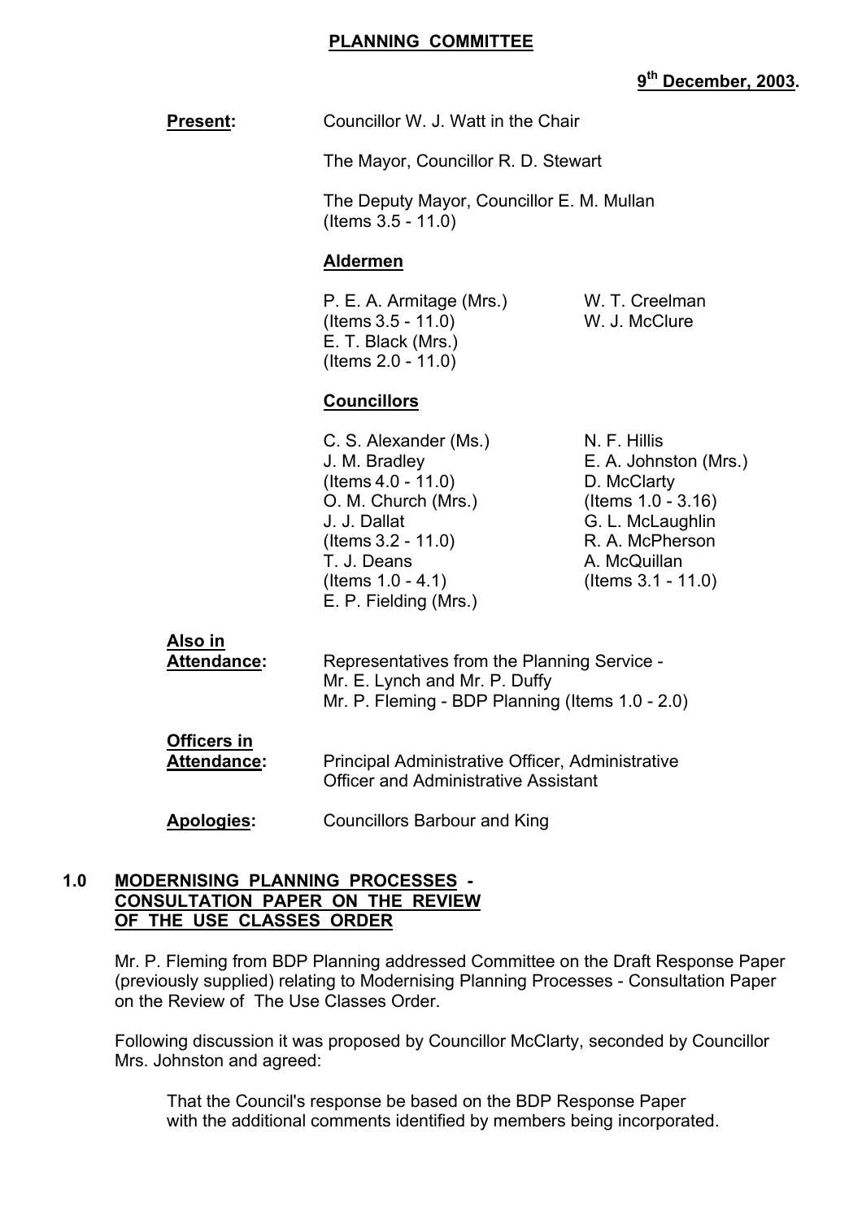# PLANNING COMMITTEE

**9th December, 2003.**

**Present:** Councillor W. J. Watt in the Chair

The Mayor, Councillor R. D. Stewart

The Deputy Mayor, Councillor E. M. Mullan (Items 3.5 - 11.0)

**Aldermen**

P. E. A. Armitage (Mrs.) (Items 3.5 - 11.0)
E. T. Black (Mrs.) (Items 2.0 - 11.0)
W. T. Creelman
W. J. McClure

**Councillors**

C. S. Alexander (Ms.)
J. M. Bradley (Items 4.0 - 11.0)
O. M. Church (Mrs.)
J. J. Dallat (Items 3.2 - 11.0)
T. J. Deans (Items 1.0 - 4.1)
E. P. Fielding (Mrs.)
N. F. Hillis
E. A. Johnston (Mrs.)
D. McClarty (Items 1.0 - 3.16)
G. L. McLaughlin
R. A. McPherson
A. McQuillan (Items 3.1 - 11.0)

**Also in Attendance:** Representatives from the Planning Service - Mr. E. Lynch and Mr. P. Duffy
Mr. P. Fleming - BDP Planning (Items 1.0 - 2.0)

**Officers in Attendance:** Principal Administrative Officer, Administrative Officer and Administrative Assistant

**Apologies:** Councillors Barbour and King

## 1.0 MODERNISING PLANNING PROCESSES - CONSULTATION PAPER ON THE REVIEW OF THE USE CLASSES ORDER

Mr. P. Fleming from BDP Planning addressed Committee on the Draft Response Paper (previously supplied) relating to Modernising Planning Processes - Consultation Paper on the Review of The Use Classes Order.

Following discussion it was proposed by Councillor McClarty, seconded by Councillor Mrs. Johnston and agreed:

> That the Council's response be based on the BDP Response Paper with the additional comments identified by members being incorporated.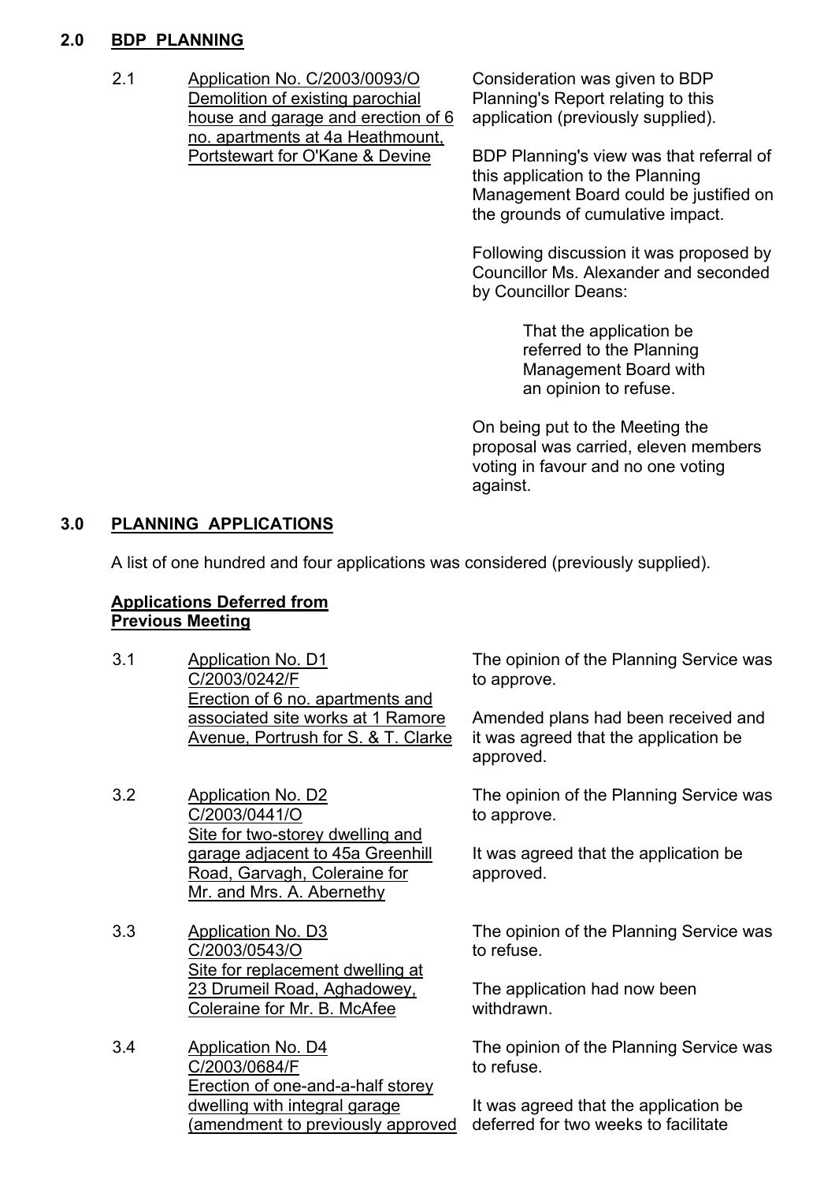## 2.0 BDP PLANNING

2.1 Application No. C/2003/0093/O Demolition of existing parochial house and garage and erection of 6 no. apartments at 4a Heathmount, Portstewart for O'Kane & Devine

Consideration was given to BDP Planning's Report relating to this application (previously supplied).

BDP Planning's view was that referral of this application to the Planning Management Board could be justified on the grounds of cumulative impact.

Following discussion it was proposed by Councillor Ms. Alexander and seconded by Councillor Deans:

> That the application be referred to the Planning Management Board with an opinion to refuse.

On being put to the Meeting the proposal was carried, eleven members voting in favour and no one voting against.

## 3.0 PLANNING APPLICATIONS

A list of one hundred and four applications was considered (previously supplied).

**Applications Deferred from Previous Meeting**

3.1 Application No. D1 C/2003/0242/F Erection of 6 no. apartments and associated site works at 1 Ramore Avenue, Portrush for S. & T. Clarke

The opinion of the Planning Service was to approve.

Amended plans had been received and it was agreed that the application be approved.

3.2 Application No. D2 C/2003/0441/O Site for two-storey dwelling and garage adjacent to 45a Greenhill Road, Garvagh, Coleraine for Mr. and Mrs. A. Abernethy

The opinion of the Planning Service was to approve.

It was agreed that the application be approved.

3.3 Application No. D3 C/2003/0543/O Site for replacement dwelling at 23 Drumeil Road, Aghadowey, Coleraine for Mr. B. McAfee

The opinion of the Planning Service was to refuse.

The application had now been withdrawn.

3.4 Application No. D4 C/2003/0684/F Erection of one-and-a-half storey dwelling with integral garage (amendment to previously approved

The opinion of the Planning Service was to refuse.

It was agreed that the application be deferred for two weeks to facilitate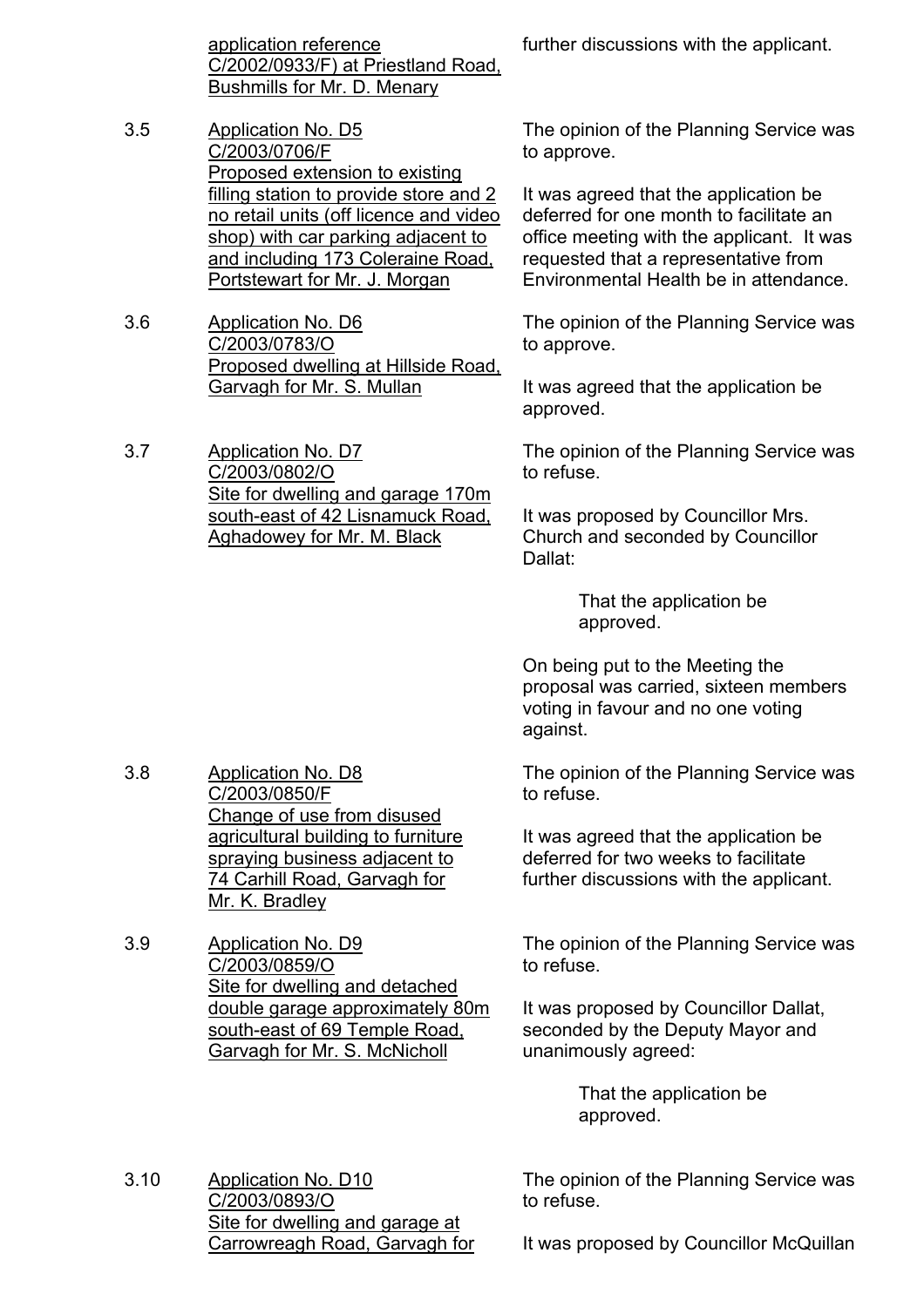application reference C/2002/0933/F) at Priestland Road, Bushmills for Mr. D. Menary

further discussions with the applicant.

3.5 Application No. D5 C/2003/0706/F Proposed extension to existing filling station to provide store and 2 no retail units (off licence and video shop) with car parking adjacent to and including 173 Coleraine Road, Portstewart for Mr. J. Morgan

The opinion of the Planning Service was to approve.

It was agreed that the application be deferred for one month to facilitate an office meeting with the applicant. It was requested that a representative from Environmental Health be in attendance.

3.6 Application No. D6 C/2003/0783/O Proposed dwelling at Hillside Road, Garvagh for Mr. S. Mullan

The opinion of the Planning Service was to approve.

It was agreed that the application be approved.

3.7 Application No. D7 C/2003/0802/O Site for dwelling and garage 170m south-east of 42 Lisnamuck Road, Aghadowey for Mr. M. Black

The opinion of the Planning Service was to refuse.

It was proposed by Councillor Mrs. Church and seconded by Councillor Dallat:

> That the application be approved.

On being put to the Meeting the proposal was carried, sixteen members voting in favour and no one voting against.

3.8 Application No. D8 C/2003/0850/F Change of use from disused agricultural building to furniture spraying business adjacent to 74 Carhill Road, Garvagh for Mr. K. Bradley

The opinion of the Planning Service was to refuse.

It was agreed that the application be deferred for two weeks to facilitate further discussions with the applicant.

3.9 Application No. D9 C/2003/0859/O Site for dwelling and detached double garage approximately 80m south-east of 69 Temple Road, Garvagh for Mr. S. McNicholl

The opinion of the Planning Service was to refuse.

It was proposed by Councillor Dallat, seconded by the Deputy Mayor and unanimously agreed:

> That the application be approved.

3.10 Application No. D10 C/2003/0893/O Site for dwelling and garage at Carrowreagh Road, Garvagh for

The opinion of the Planning Service was to refuse.

It was proposed by Councillor McQuillan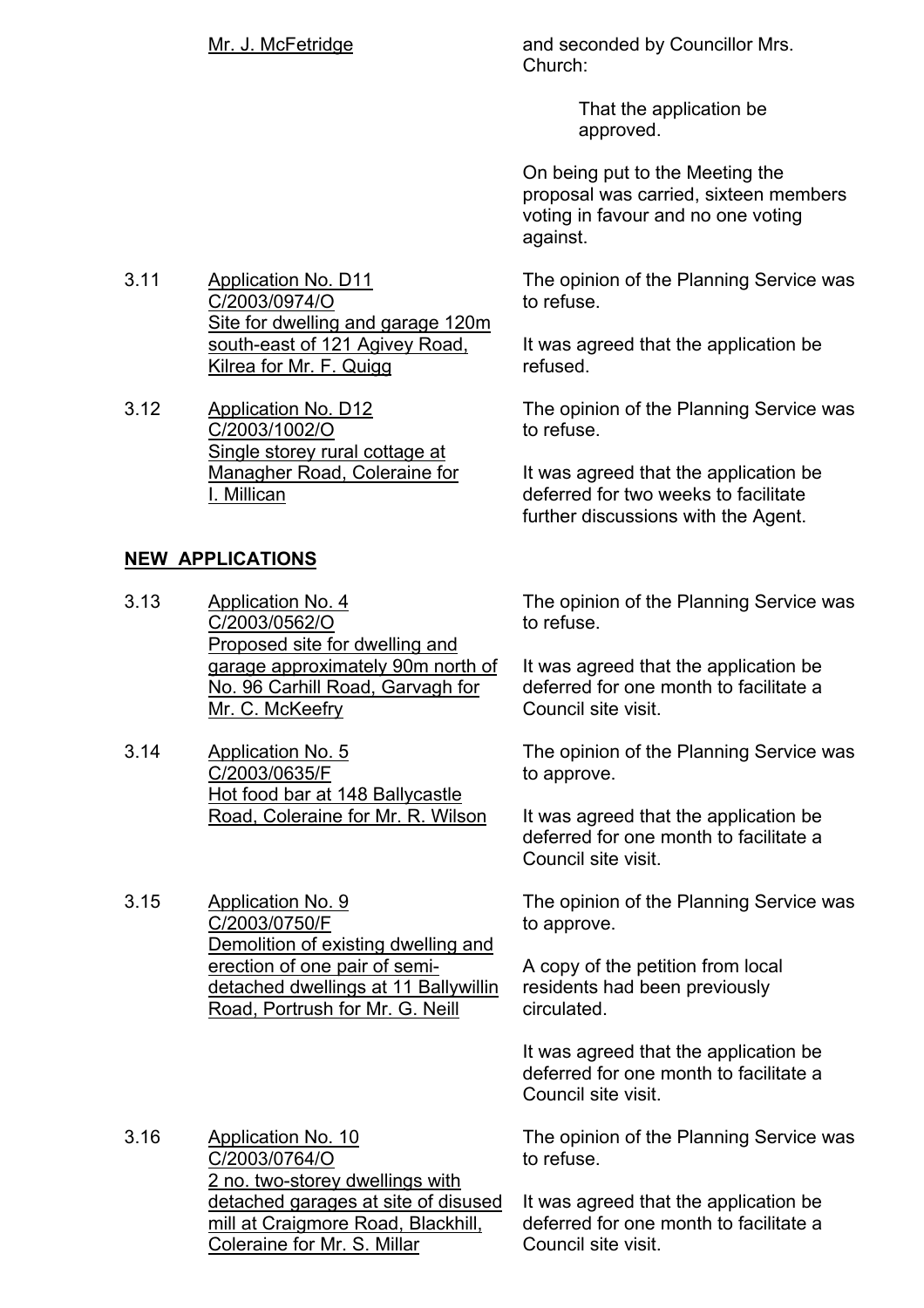Mr. J. McFetridge and seconded by Councillor Mrs. Church:

> That the application be approved.

On being put to the Meeting the proposal was carried, sixteen members voting in favour and no one voting against.

3.11 Application No. D11
C/2003/0974/O
Site for dwelling and garage 120m south-east of 121 Agivey Road, Kilrea for Mr. F. Quigg

The opinion of the Planning Service was to refuse.

It was agreed that the application be refused.

3.12 Application No. D12
C/2003/1002/O
Single storey rural cottage at Managher Road, Coleraine for I. Millican

The opinion of the Planning Service was to refuse.

It was agreed that the application be deferred for two weeks to facilitate further discussions with the Agent.

**NEW APPLICATIONS**

3.13 Application No. 4
C/2003/0562/O
Proposed site for dwelling and garage approximately 90m north of No. 96 Carhill Road, Garvagh for Mr. C. McKeefry

The opinion of the Planning Service was to refuse.

It was agreed that the application be deferred for one month to facilitate a Council site visit.

3.14 Application No. 5
C/2003/0635/F
Hot food bar at 148 Ballycastle Road, Coleraine for Mr. R. Wilson

The opinion of the Planning Service was to approve.

It was agreed that the application be deferred for one month to facilitate a Council site visit.

3.15 Application No. 9
C/2003/0750/F
Demolition of existing dwelling and erection of one pair of semi-detached dwellings at 11 Ballywillin Road, Portrush for Mr. G. Neill

The opinion of the Planning Service was to approve.

A copy of the petition from local residents had been previously circulated.

It was agreed that the application be deferred for one month to facilitate a Council site visit.

3.16 Application No. 10
C/2003/0764/O
2 no. two-storey dwellings with detached garages at site of disused mill at Craigmore Road, Blackhill, Coleraine for Mr. S. Millar

The opinion of the Planning Service was to refuse.

It was agreed that the application be deferred for one month to facilitate a Council site visit.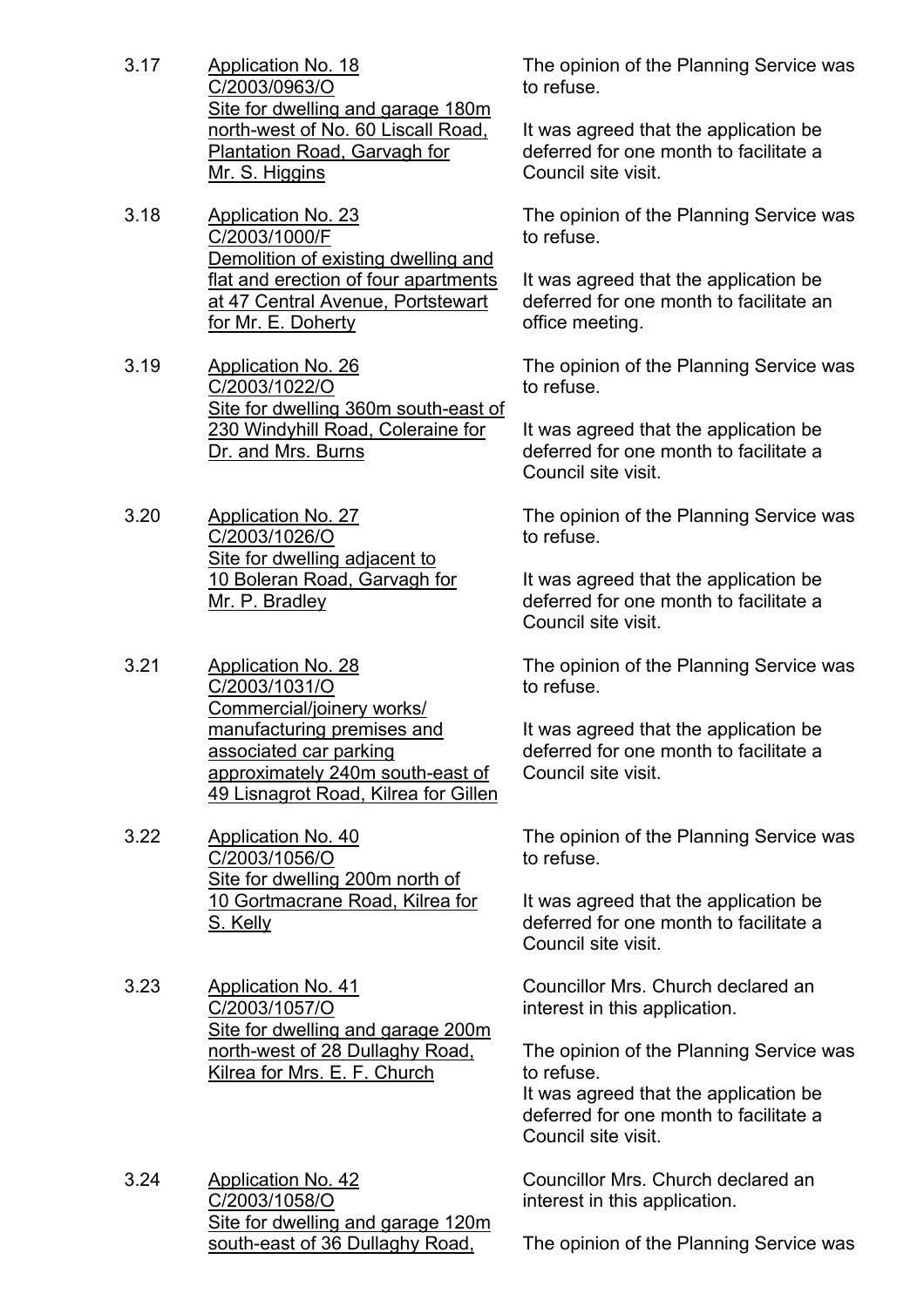3.17 <u>Application No. 18</u>
<u>C/2003/0963/O</u>
<u>Site for dwelling and garage 180m north-west of No. 60 Liscall Road, Plantation Road, Garvagh for Mr. S. Higgins</u>

The opinion of the Planning Service was to refuse.

It was agreed that the application be deferred for one month to facilitate a Council site visit.

3.18 <u>Application No. 23</u>
<u>C/2003/1000/F</u>
<u>Demolition of existing dwelling and flat and erection of four apartments at 47 Central Avenue, Portstewart for Mr. E. Doherty</u>

The opinion of the Planning Service was to refuse.

It was agreed that the application be deferred for one month to facilitate an office meeting.

3.19 <u>Application No. 26</u>
<u>C/2003/1022/O</u>
<u>Site for dwelling 360m south-east of 230 Windyhill Road, Coleraine for Dr. and Mrs. Burns</u>

The opinion of the Planning Service was to refuse.

It was agreed that the application be deferred for one month to facilitate a Council site visit.

3.20 <u>Application No. 27</u>
<u>C/2003/1026/O</u>
<u>Site for dwelling adjacent to 10 Boleran Road, Garvagh for Mr. P. Bradley</u>

The opinion of the Planning Service was to refuse.

It was agreed that the application be deferred for one month to facilitate a Council site visit.

3.21 <u>Application No. 28</u>
<u>C/2003/1031/O</u>
<u>Commercial/joinery works/ manufacturing premises and associated car parking approximately 240m south-east of 49 Lisnagrot Road, Kilrea for Gillen</u>

The opinion of the Planning Service was to refuse.

It was agreed that the application be deferred for one month to facilitate a Council site visit.

3.22 <u>Application No. 40</u>
<u>C/2003/1056/O</u>
<u>Site for dwelling 200m north of 10 Gortmacrane Road, Kilrea for S. Kelly</u>

The opinion of the Planning Service was to refuse.

It was agreed that the application be deferred for one month to facilitate a Council site visit.

3.23 <u>Application No. 41</u>
<u>C/2003/1057/O</u>
<u>Site for dwelling and garage 200m north-west of 28 Dullaghy Road, Kilrea for Mrs. E. F. Church</u>

Councillor Mrs. Church declared an interest in this application.

The opinion of the Planning Service was to refuse.
It was agreed that the application be deferred for one month to facilitate a Council site visit.

3.24 <u>Application No. 42</u>
<u>C/2003/1058/O</u>
<u>Site for dwelling and garage 120m south-east of 36 Dullaghy Road,</u>

Councillor Mrs. Church declared an interest in this application.

The opinion of the Planning Service was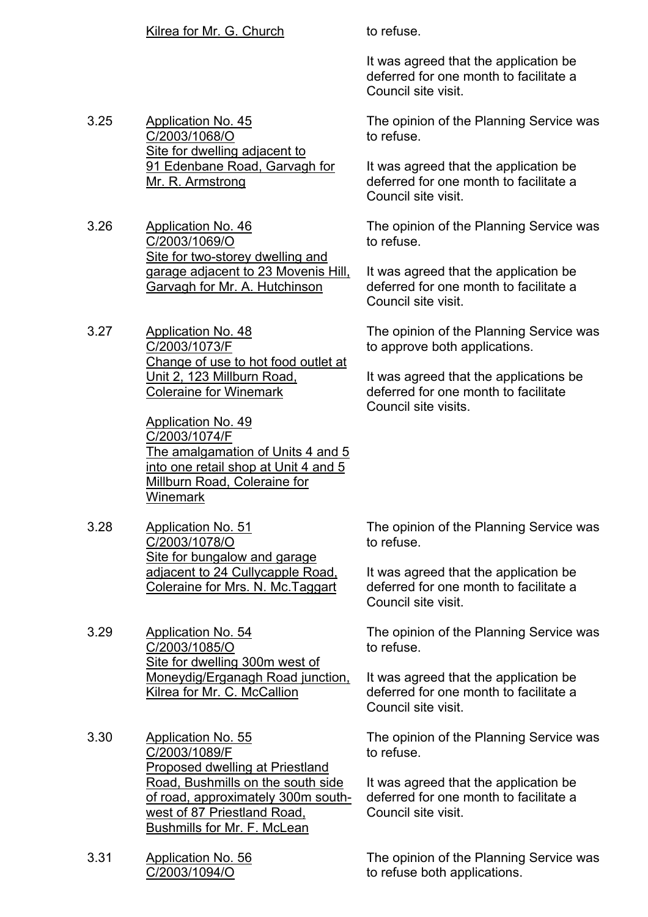Kilrea for Mr. G. Church — to refuse.

It was agreed that the application be deferred for one month to facilitate a Council site visit.

3.25 Application No. 45
C/2003/1068/O
Site for dwelling adjacent to 91 Edenbane Road, Garvagh for Mr. R. Armstrong

The opinion of the Planning Service was to refuse.

It was agreed that the application be deferred for one month to facilitate a Council site visit.

3.26 Application No. 46
C/2003/1069/O
Site for two-storey dwelling and garage adjacent to 23 Movenis Hill, Garvagh for Mr. A. Hutchinson

The opinion of the Planning Service was to refuse.

It was agreed that the application be deferred for one month to facilitate a Council site visit.

3.27 Application No. 48
C/2003/1073/F
Change of use to hot food outlet at Unit 2, 123 Millburn Road, Coleraine for Winemark

Application No. 49
C/2003/1074/F
The amalgamation of Units 4 and 5 into one retail shop at Unit 4 and 5 Millburn Road, Coleraine for Winemark

The opinion of the Planning Service was to approve both applications.

It was agreed that the applications be deferred for one month to facilitate Council site visits.

3.28 Application No. 51
C/2003/1078/O
Site for bungalow and garage adjacent to 24 Cullycapple Road, Coleraine for Mrs. N. Mc.Taggart

The opinion of the Planning Service was to refuse.

It was agreed that the application be deferred for one month to facilitate a Council site visit.

3.29 Application No. 54
C/2003/1085/O
Site for dwelling 300m west of Moneydig/Erganagh Road junction, Kilrea for Mr. C. McCallion

The opinion of the Planning Service was to refuse.

It was agreed that the application be deferred for one month to facilitate a Council site visit.

3.30 Application No. 55
C/2003/1089/F
Proposed dwelling at Priestland Road, Bushmills on the south side of road, approximately 300m south-west of 87 Priestland Road, Bushmills for Mr. F. McLean

The opinion of the Planning Service was to refuse.

It was agreed that the application be deferred for one month to facilitate a Council site visit.

3.31 Application No. 56
C/2003/1094/O

The opinion of the Planning Service was to refuse both applications.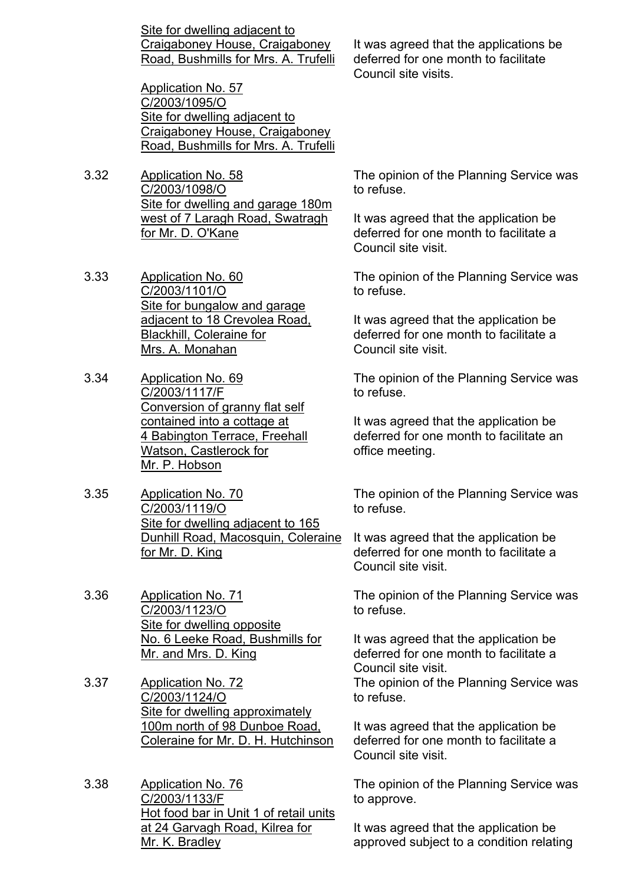| | | |
|---|---|---|
| | Site for dwelling adjacent to Craigaboney House, Craigaboney Road, Bushmills for Mrs. A. Trufelli<br><br>Application No. 57<br>C/2003/1095/O<br>Site for dwelling adjacent to Craigaboney House, Craigaboney Road, Bushmills for Mrs. A. Trufelli | It was agreed that the applications be deferred for one month to facilitate Council site visits. |
| 3.32 | Application No. 58<br>C/2003/1098/O<br>Site for dwelling and garage 180m west of 7 Laragh Road, Swatragh for Mr. D. O'Kane | The opinion of the Planning Service was to refuse.<br><br>It was agreed that the application be deferred for one month to facilitate a Council site visit. |
| 3.33 | Application No. 60<br>C/2003/1101/O<br>Site for bungalow and garage adjacent to 18 Crevolea Road, Blackhill, Coleraine for Mrs. A. Monahan | The opinion of the Planning Service was to refuse.<br><br>It was agreed that the application be deferred for one month to facilitate a Council site visit. |
| 3.34 | Application No. 69<br>C/2003/1117/F<br>Conversion of granny flat self contained into a cottage at 4 Babington Terrace, Freehall Watson, Castlerock for Mr. P. Hobson | The opinion of the Planning Service was to refuse.<br><br>It was agreed that the application be deferred for one month to facilitate an office meeting. |
| 3.35 | Application No. 70<br>C/2003/1119/O<br>Site for dwelling adjacent to 165 Dunhill Road, Macosquin, Coleraine for Mr. D. King | The opinion of the Planning Service was to refuse.<br><br>It was agreed that the application be deferred for one month to facilitate a Council site visit. |
| 3.36 | Application No. 71<br>C/2003/1123/O<br>Site for dwelling opposite No. 6 Leeke Road, Bushmills for Mr. and Mrs. D. King | The opinion of the Planning Service was to refuse.<br><br>It was agreed that the application be deferred for one month to facilitate a Council site visit. |
| 3.37 | Application No. 72<br>C/2003/1124/O<br>Site for dwelling approximately 100m north of 98 Dunboe Road, Coleraine for Mr. D. H. Hutchinson | The opinion of the Planning Service was to refuse.<br><br>It was agreed that the application be deferred for one month to facilitate a Council site visit. |
| 3.38 | Application No. 76<br>C/2003/1133/F<br>Hot food bar in Unit 1 of retail units at 24 Garvagh Road, Kilrea for Mr. K. Bradley | The opinion of the Planning Service was to approve.<br><br>It was agreed that the application be approved subject to a condition relating |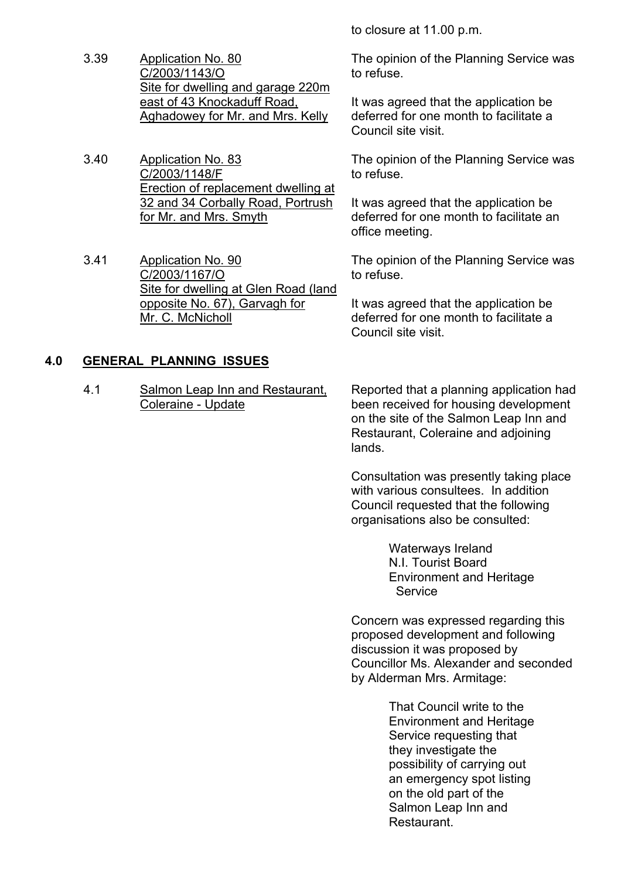to closure at 11.00 p.m.

3.39 <u>Application No. 80</u>
<u>C/2003/1143/O</u>
<u>Site for dwelling and garage 220m east of 43 Knockaduff Road, Aghadowey for Mr. and Mrs. Kelly</u>

The opinion of the Planning Service was to refuse.

It was agreed that the application be deferred for one month to facilitate a Council site visit.

3.40 <u>Application No. 83</u>
<u>C/2003/1148/F</u>
<u>Erection of replacement dwelling at 32 and 34 Corbally Road, Portrush for Mr. and Mrs. Smyth</u>

The opinion of the Planning Service was to refuse.

It was agreed that the application be deferred for one month to facilitate an office meeting.

3.41 <u>Application No. 90</u>
<u>C/2003/1167/O</u>
<u>Site for dwelling at Glen Road (land opposite No. 67), Garvagh for Mr. C. McNicholl</u>

The opinion of the Planning Service was to refuse.

It was agreed that the application be deferred for one month to facilitate a Council site visit.

## 4.0 GENERAL PLANNING ISSUES

4.1 <u>Salmon Leap Inn and Restaurant, Coleraine - Update</u>

Reported that a planning application had been received for housing development on the site of the Salmon Leap Inn and Restaurant, Coleraine and adjoining lands.

Consultation was presently taking place with various consultees. In addition Council requested that the following organisations also be consulted:

Waterways Ireland
N.I. Tourist Board
Environment and Heritage Service

Concern was expressed regarding this proposed development and following discussion it was proposed by Councillor Ms. Alexander and seconded by Alderman Mrs. Armitage:

> That Council write to the Environment and Heritage Service requesting that they investigate the possibility of carrying out an emergency spot listing on the old part of the Salmon Leap Inn and Restaurant.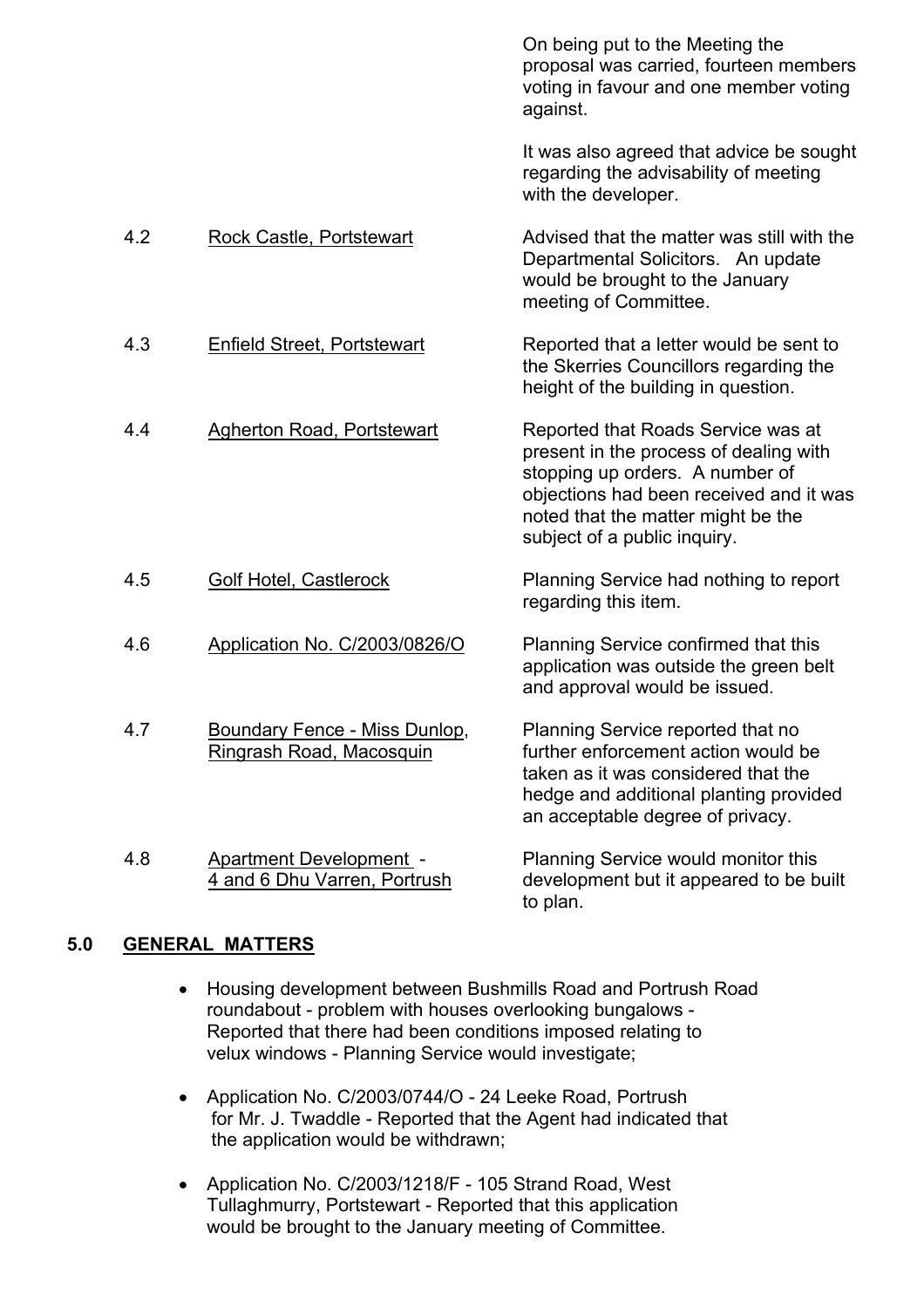On being put to the Meeting the proposal was carried, fourteen members voting in favour and one member voting against.

It was also agreed that advice be sought regarding the advisability of meeting with the developer.

| | | |
|---|---|---|
| 4.2 | Rock Castle, Portstewart | Advised that the matter was still with the Departmental Solicitors. An update would be brought to the January meeting of Committee. |
| 4.3 | Enfield Street, Portstewart | Reported that a letter would be sent to the Skerries Councillors regarding the height of the building in question. |
| 4.4 | Agherton Road, Portstewart | Reported that Roads Service was at present in the process of dealing with stopping up orders. A number of objections had been received and it was noted that the matter might be the subject of a public inquiry. |
| 4.5 | Golf Hotel, Castlerock | Planning Service had nothing to report regarding this item. |
| 4.6 | Application No. C/2003/0826/O | Planning Service confirmed that this application was outside the green belt and approval would be issued. |
| 4.7 | Boundary Fence - Miss Dunlop, Ringrash Road, Macosquin | Planning Service reported that no further enforcement action would be taken as it was considered that the hedge and additional planting provided an acceptable degree of privacy. |
| 4.8 | Apartment Development - 4 and 6 Dhu Varren, Portrush | Planning Service would monitor this development but it appeared to be built to plan. |

## 5.0 GENERAL MATTERS

- Housing development between Bushmills Road and Portrush Road roundabout - problem with houses overlooking bungalows - Reported that there had been conditions imposed relating to velux windows - Planning Service would investigate;

- Application No. C/2003/0744/O - 24 Leeke Road, Portrush for Mr. J. Twaddle - Reported that the Agent had indicated that the application would be withdrawn;

- Application No. C/2003/1218/F - 105 Strand Road, West Tullaghmurry, Portstewart - Reported that this application would be brought to the January meeting of Committee.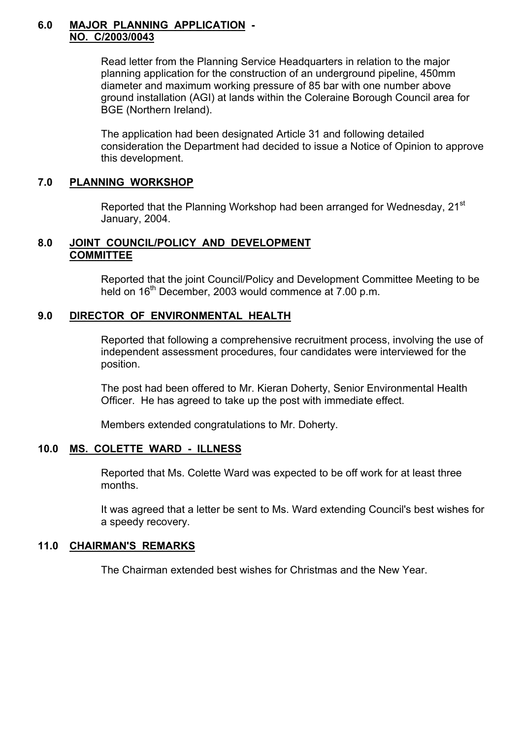## 6.0 MAJOR PLANNING APPLICATION - NO. C/2003/0043

Read letter from the Planning Service Headquarters in relation to the major planning application for the construction of an underground pipeline, 450mm diameter and maximum working pressure of 85 bar with one number above ground installation (AGI) at lands within the Coleraine Borough Council area for BGE (Northern Ireland).

The application had been designated Article 31 and following detailed consideration the Department had decided to issue a Notice of Opinion to approve this development.

## 7.0 PLANNING WORKSHOP

Reported that the Planning Workshop had been arranged for Wednesday, 21st January, 2004.

## 8.0 JOINT COUNCIL/POLICY AND DEVELOPMENT COMMITTEE

Reported that the joint Council/Policy and Development Committee Meeting to be held on 16th December, 2003 would commence at 7.00 p.m.

## 9.0 DIRECTOR OF ENVIRONMENTAL HEALTH

Reported that following a comprehensive recruitment process, involving the use of independent assessment procedures, four candidates were interviewed for the position.

The post had been offered to Mr. Kieran Doherty, Senior Environmental Health Officer. He has agreed to take up the post with immediate effect.

Members extended congratulations to Mr. Doherty.

## 10.0 MS. COLETTE WARD - ILLNESS

Reported that Ms. Colette Ward was expected to be off work for at least three months.

It was agreed that a letter be sent to Ms. Ward extending Council's best wishes for a speedy recovery.

## 11.0 CHAIRMAN'S REMARKS

The Chairman extended best wishes for Christmas and the New Year.